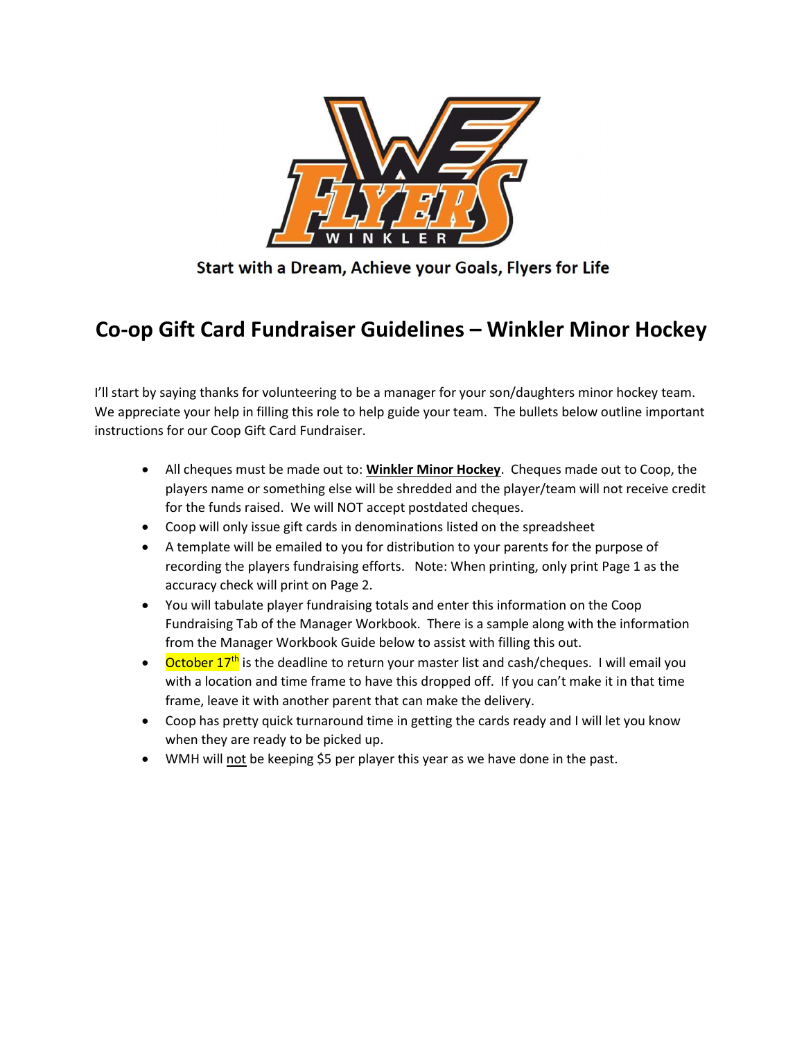Start with a Dream, Achieve your Goals, Flyers for Life

# Co-op Gift Card Fundraiser Guidelines – Winkler Minor Hockey

I'll start by saying thanks for volunteering to be a manager for your son/daughters minor hockey team. We appreciate your help in filling this role to help guide your team. The bullets below outline important instructions for our Coop Gift Card Fundraiser.

- All cheques must be made out to: **Winkler Minor Hockey**. Cheques made out to Coop, the players name or something else will be shredded and the player/team will not receive credit for the funds raised. We will NOT accept postdated cheques.
- Coop will only issue gift cards in denominations listed on the spreadsheet
- A template will be emailed to you for distribution to your parents for the purpose of recording the players fundraising efforts. Note: When printing, only print Page 1 as the accuracy check will print on Page 2.
- You will tabulate player fundraising totals and enter this information on the Coop Fundraising Tab of the Manager Workbook. There is a sample along with the information from the Manager Workbook Guide below to assist with filling this out.
- October 17th is the deadline to return your master list and cash/cheques. I will email you with a location and time frame to have this dropped off. If you can't make it in that time frame, leave it with another parent that can make the delivery.
- Coop has pretty quick turnaround time in getting the cards ready and I will let you know when they are ready to be picked up.
- WMH will not be keeping $5 per player this year as we have done in the past.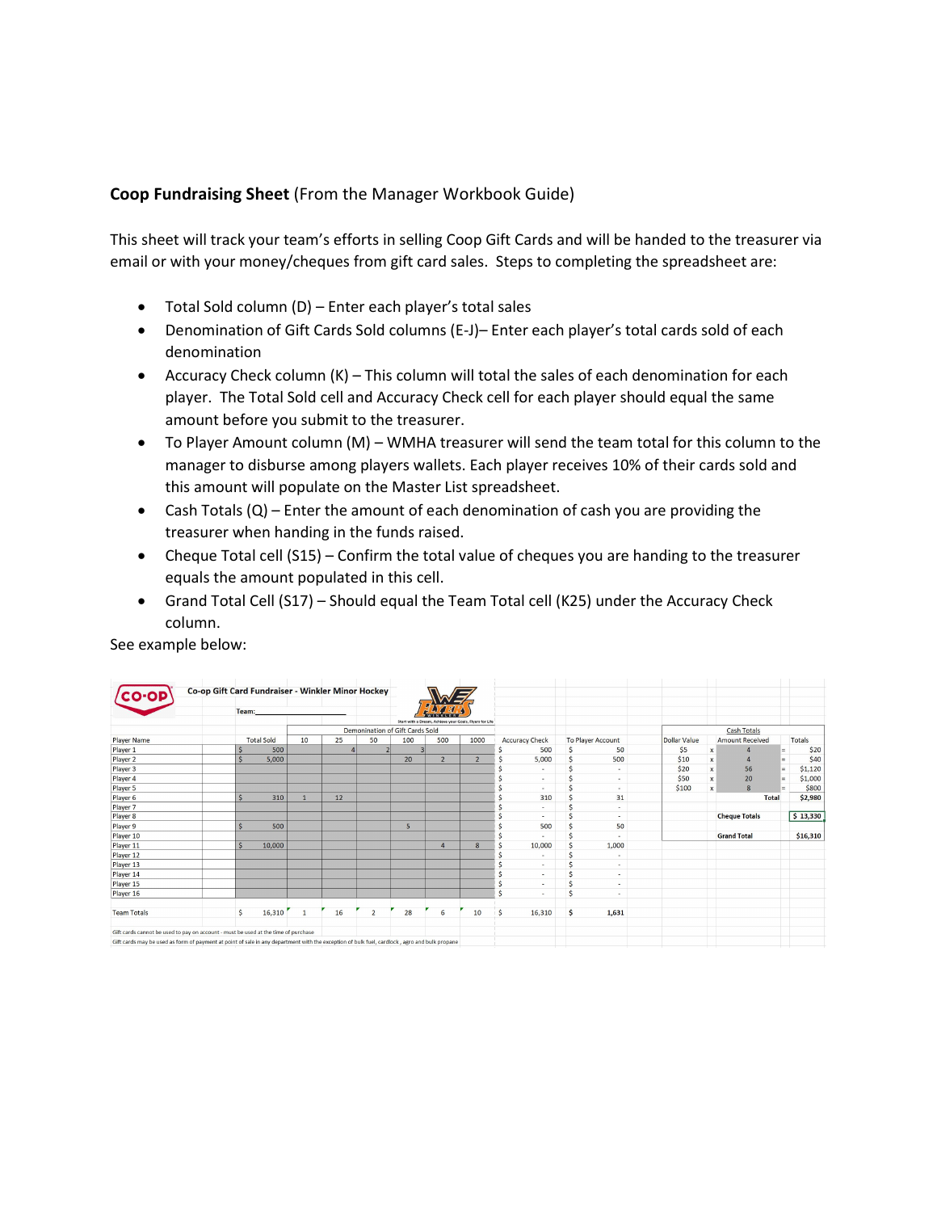**Coop Fundraising Sheet** (From the Manager Workbook Guide)

This sheet will track your team's efforts in selling Coop Gift Cards and will be handed to the treasurer via email or with your money/cheques from gift card sales. Steps to completing the spreadsheet are:

- Total Sold column (D) – Enter each player's total sales
- Denomination of Gift Cards Sold columns (E-J)– Enter each player's total cards sold of each denomination
- Accuracy Check column (K) – This column will total the sales of each denomination for each player. The Total Sold cell and Accuracy Check cell for each player should equal the same amount before you submit to the treasurer.
- To Player Amount column (M) – WMHA treasurer will send the team total for this column to the manager to disburse among players wallets. Each player receives 10% of their cards sold and this amount will populate on the Master List spreadsheet.
- Cash Totals (Q) – Enter the amount of each denomination of cash you are providing the treasurer when handing in the funds raised.
- Cheque Total cell (S15) – Confirm the total value of cheques you are handing to the treasurer equals the amount populated in this cell.
- Grand Total Cell (S17) – Should equal the Team Total cell (K25) under the Accuracy Check column.

See example below:

Co-op Gift Card Fundraiser - Winkler Minor Hockey

Team:\_\_\_\_\_\_\_\_\_\_\_\_\_\_\_\_\_\_\_\_

Start with a Dream, Achieve your Goals, Flyers for Life

| | | Demonination of Gift Cards Sold | | | | | | | |
|---|---|---|---|---|---|---|---|---|---|
| Player Name | Total Sold | 10 | 25 | 50 | 100 | 500 | 1000 | Accuracy Check | To Player Account |
| Player 1 | $ 500 | | 4 | 2 | 3 | | | $ 500 | $ 50 |
| Player 2 | $ 5,000 | | | | 20 | 2 | 2 | $ 5,000 | $ 500 |
| Player 3 | | | | | | | | $ - | $ - |
| Player 4 | | | | | | | | $ - | $ - |
| Player 5 | | | | | | | | $ - | $ - |
| Player 6 | $ 310 | 1 | 12 | | | | | $ 310 | $ 31 |
| Player 7 | | | | | | | | $ - | $ - |
| Player 8 | | | | | | | | $ - | $ - |
| Player 9 | $ 500 | | | | 5 | | | $ 500 | $ 50 |
| Player 10 | | | | | | | | $ - | $ - |
| Player 11 | $ 10,000 | | | | | 4 | 8 | $ 10,000 | $ 1,000 |
| Player 12 | | | | | | | | $ - | $ - |
| Player 13 | | | | | | | | $ - | $ - |
| Player 14 | | | | | | | | $ - | $ - |
| Player 15 | | | | | | | | $ - | $ - |
| Player 16 | | | | | | | | $ - | $ - |
| Team Totals | $ 16,310 | 1 | 16 | 2 | 28 | 6 | 10 | $ 16,310 | $ 1,631 |

| | | Cash Totals | | |
|---|---|---|---|---|
| Dollar Value | | Amount Received | | Totals |
| $5 | x | 4 | = | $20 |
| $10 | x | 4 | = | $40 |
| $20 | x | 56 | = | $1,120 |
| $50 | x | 20 | = | $1,000 |
| $100 | x | 8 | = | $800 |
| | | | Total | $2,980 |
| | | Cheque Totals | | $ 13,330 |
| | | Grand Total | | $16,310 |

Gift cards cannot be used to pay on account - must be used at the time of purchase

Gift cards may be used as form of payment at point of sale in any department with the exception of bulk fuel, cardlock, agro and bulk propane